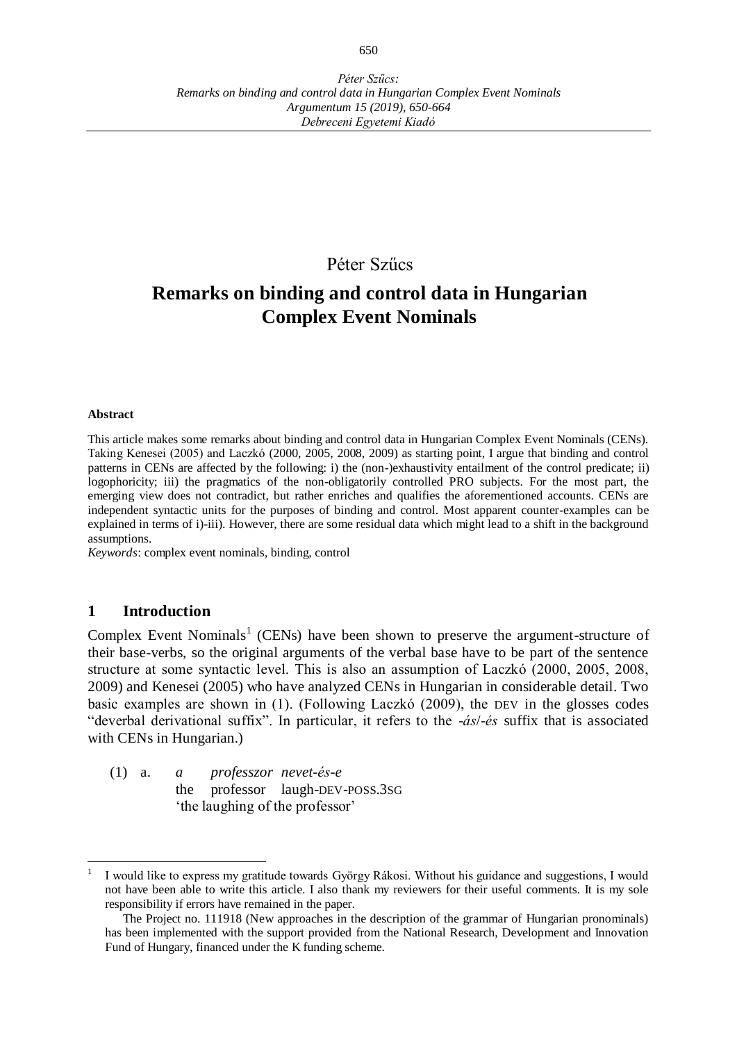Péter Szűcs

# Remarks on binding and control data in Hungarian Complex Event Nominals

**Abstract**

This article makes some remarks about binding and control data in Hungarian Complex Event Nominals (CENs). Taking Kenesei (2005) and Laczkó (2000, 2005, 2008, 2009) as starting point, I argue that binding and control patterns in CENs are affected by the following: i) the (non-)exhaustivity entailment of the control predicate; ii) logophoricity; iii) the pragmatics of the non-obligatorily controlled PRO subjects. For the most part, the emerging view does not contradict, but rather enriches and qualifies the aforementioned accounts. CENs are independent syntactic units for the purposes of binding and control. Most apparent counter-examples can be explained in terms of i)-iii). However, there are some residual data which might lead to a shift in the background assumptions.

*Keywords*: complex event nominals, binding, control

## 1 Introduction

Complex Event Nominals[1] (CENs) have been shown to preserve the argument-structure of their base-verbs, so the original arguments of the verbal base have to be part of the sentence structure at some syntactic level. This is also an assumption of Laczkó (2000, 2005, 2008, 2009) and Kenesei (2005) who have analyzed CENs in Hungarian in considerable detail. Two basic examples are shown in (1). (Following Laczkó (2009), the DEV in the glosses codes "deverbal derivational suffix". In particular, it refers to the *-ás*/*-és* suffix that is associated with CENs in Hungarian.)

(1) a. *a professzor nevet-és-e*
the professor laugh-DEV-POSS.3SG
'the laughing of the professor'

---

[1] I would like to express my gratitude towards György Rákosi. Without his guidance and suggestions, I would not have been able to write this article. I also thank my reviewers for their useful comments. It is my sole responsibility if errors have remained in the paper.

The Project no. 111918 (New approaches in the description of the grammar of Hungarian pronominals) has been implemented with the support provided from the National Research, Development and Innovation Fund of Hungary, financed under the K funding scheme.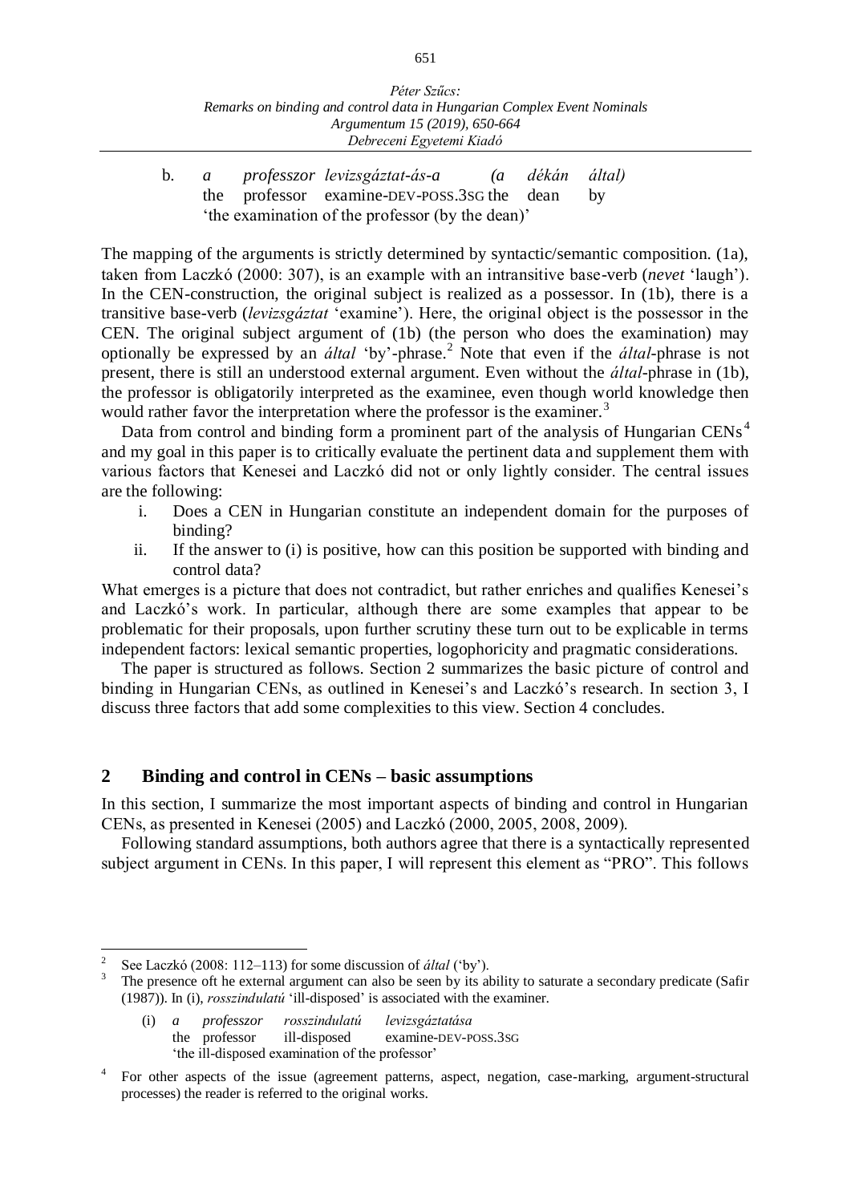b. *a professzor levizsgáztat-ás-a (a dékán által)*
   the professor examine-DEV-POSS.3SG the dean by
   'the examination of the professor (by the dean)'

The mapping of the arguments is strictly determined by syntactic/semantic composition. (1a), taken from Laczkó (2000: 307), is an example with an intransitive base-verb (*nevet* 'laugh'). In the CEN-construction, the original subject is realized as a possessor. In (1b), there is a transitive base-verb (*levizsgáztat* 'examine'). Here, the original object is the possessor in the CEN. The original subject argument of (1b) (the person who does the examination) may optionally be expressed by an *által* 'by'-phrase.[2] Note that even if the *által*-phrase is not present, there is still an understood external argument. Even without the *által*-phrase in (1b), the professor is obligatorily interpreted as the examinee, even though world knowledge then would rather favor the interpretation where the professor is the examiner.[3]

Data from control and binding form a prominent part of the analysis of Hungarian CENs[4] and my goal in this paper is to critically evaluate the pertinent data and supplement them with various factors that Kenesei and Laczkó did not or only lightly consider. The central issues are the following:

i. Does a CEN in Hungarian constitute an independent domain for the purposes of binding?
ii. If the answer to (i) is positive, how can this position be supported with binding and control data?

What emerges is a picture that does not contradict, but rather enriches and qualifies Kenesei's and Laczkó's work. In particular, although there are some examples that appear to be problematic for their proposals, upon further scrutiny these turn out to be explicable in terms independent factors: lexical semantic properties, logophoricity and pragmatic considerations.

The paper is structured as follows. Section 2 summarizes the basic picture of control and binding in Hungarian CENs, as outlined in Kenesei's and Laczkó's research. In section 3, I discuss three factors that add some complexities to this view. Section 4 concludes.

## 2 Binding and control in CENs – basic assumptions

In this section, I summarize the most important aspects of binding and control in Hungarian CENs, as presented in Kenesei (2005) and Laczkó (2000, 2005, 2008, 2009).

Following standard assumptions, both authors agree that there is a syntactically represented subject argument in CENs. In this paper, I will represent this element as "PRO". This follows

---

[2] See Laczkó (2008: 112–113) for some discussion of *által* ('by').

[3] The presence oft he external argument can also be seen by its ability to saturate a secondary predicate (Safir (1987)). In (i), *rosszindulatú* 'ill-disposed' is associated with the examiner.

(i) *a professzor rosszindulatú levizsgáztatása*
    the professor ill-disposed examine-DEV-POSS.3SG
    'the ill-disposed examination of the professor'

[4] For other aspects of the issue (agreement patterns, aspect, negation, case-marking, argument-structural processes) the reader is referred to the original works.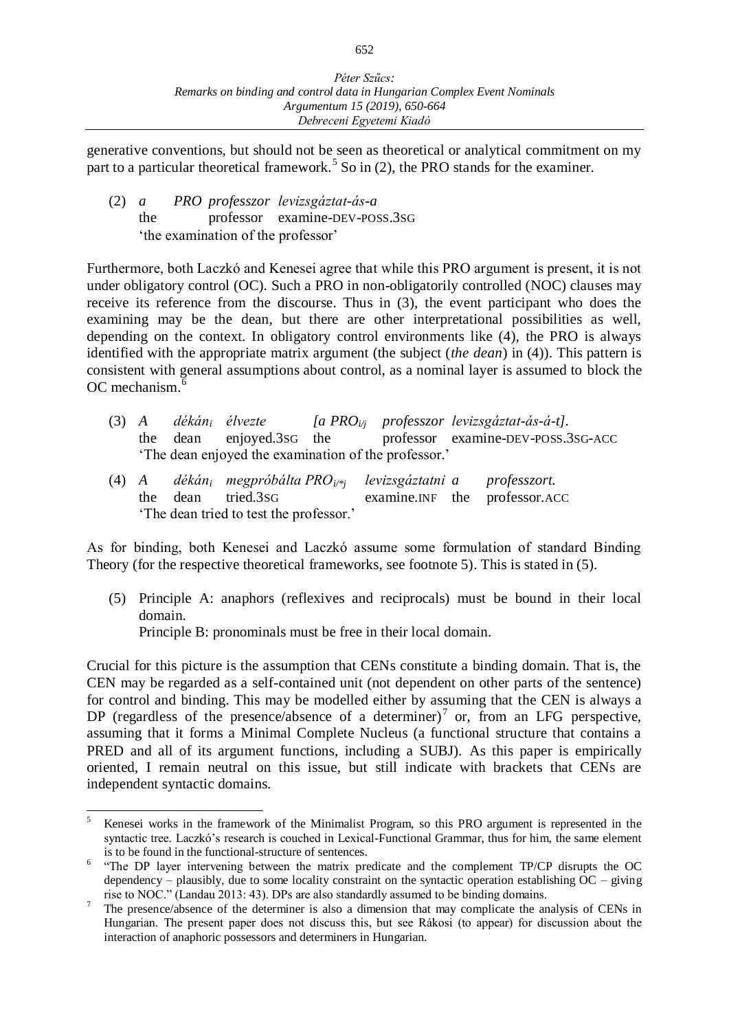generative conventions, but should not be seen as theoretical or analytical commitment on my part to a particular theoretical framework.[5] So in (2), the PRO stands for the examiner.

(2) *a PRO professzor levizsgáztat-ás-a*
  the professor examine-DEV-POSS.3SG
  'the examination of the professor'

Furthermore, both Laczkó and Kenesei agree that while this PRO argument is present, it is not under obligatory control (OC). Such a PRO in non-obligatorily controlled (NOC) clauses may receive its reference from the discourse. Thus in (3), the event participant who does the examining may be the dean, but there are other interpretational possibilities as well, depending on the context. In obligatory control environments like (4), the PRO is always identified with the appropriate matrix argument (the subject (*the dean*) in (4)). This pattern is consistent with general assumptions about control, as a nominal layer is assumed to block the OC mechanism.[6]

(3) *A dékán$_i$ élvezte [a PRO$_{i/j}$ professzor levizsgáztat-ás-á-t].*
  the dean enjoyed.3SG the professor examine-DEV-POSS.3SG-ACC
  'The dean enjoyed the examination of the professor.'

(4) *A dékán$_i$ megpróbálta PRO$_{i/*j}$ levizsgáztatni a professzort.*
  the dean tried.3SG examine.INF the professor.ACC
  'The dean tried to test the professor.'

As for binding, both Kenesei and Laczkó assume some formulation of standard Binding Theory (for the respective theoretical frameworks, see footnote 5). This is stated in (5).

(5) Principle A: anaphors (reflexives and reciprocals) must be bound in their local domain.
  Principle B: pronominals must be free in their local domain.

Crucial for this picture is the assumption that CENs constitute a binding domain. That is, the CEN may be regarded as a self-contained unit (not dependent on other parts of the sentence) for control and binding. This may be modelled either by assuming that the CEN is always a DP (regardless of the presence/absence of a determiner)[7] or, from an LFG perspective, assuming that it forms a Minimal Complete Nucleus (a functional structure that contains a PRED and all of its argument functions, including a SUBJ). As this paper is empirically oriented, I remain neutral on this issue, but still indicate with brackets that CENs are independent syntactic domains.

---

[5] Kenesei works in the framework of the Minimalist Program, so this PRO argument is represented in the syntactic tree. Laczkó's research is couched in Lexical-Functional Grammar, thus for him, the same element is to be found in the functional-structure of sentences.

[6] "The DP layer intervening between the matrix predicate and the complement TP/CP disrupts the OC dependency – plausibly, due to some locality constraint on the syntactic operation establishing OC – giving rise to NOC." (Landau 2013: 43). DPs are also standardly assumed to be binding domains.

[7] The presence/absence of the determiner is also a dimension that may complicate the analysis of CENs in Hungarian. The present paper does not discuss this, but see Rákosi (to appear) for discussion about the interaction of anaphoric possessors and determiners in Hungarian.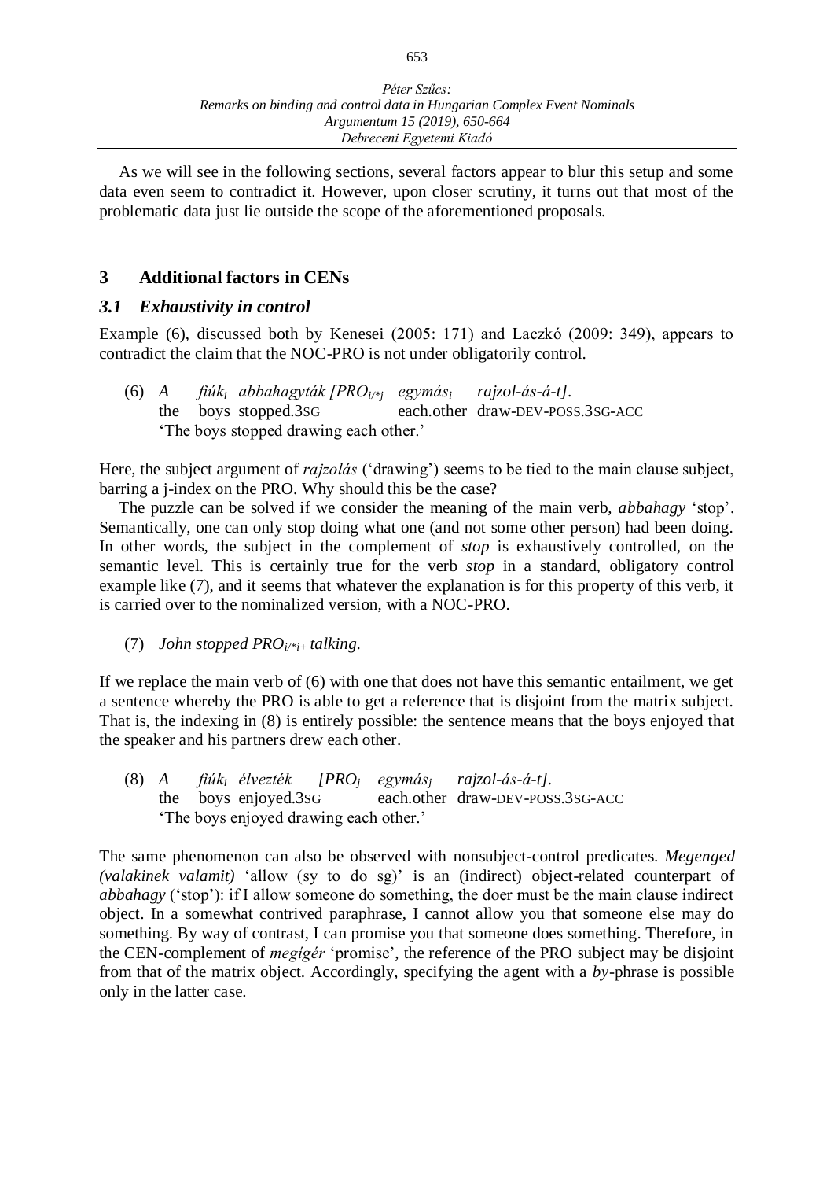As we will see in the following sections, several factors appear to blur this setup and some data even seem to contradict it. However, upon closer scrutiny, it turns out that most of the problematic data just lie outside the scope of the aforementioned proposals.

## 3 Additional factors in CENs

### *3.1 Exhaustivity in control*

Example (6), discussed both by Kenesei (2005: 171) and Laczkó (2009: 349), appears to contradict the claim that the NOC-PRO is not under obligatorily control.

(6) *A fiúk$_i$ abbahagyták [PRO$_{i/*j}$ egymás$_i$ rajzol-ás-á-t].*
the boys stopped.3SG each.other draw-DEV-POSS.3SG-ACC
'The boys stopped drawing each other.'

Here, the subject argument of *rajzolás* ('drawing') seems to be tied to the main clause subject, barring a j-index on the PRO. Why should this be the case?

The puzzle can be solved if we consider the meaning of the main verb, *abbahagy* 'stop'. Semantically, one can only stop doing what one (and not some other person) had been doing. In other words, the subject in the complement of *stop* is exhaustively controlled, on the semantic level. This is certainly true for the verb *stop* in a standard, obligatory control example like (7), and it seems that whatever the explanation is for this property of this verb, it is carried over to the nominalized version, with a NOC-PRO.

(7) *John stopped PRO$_{i/*i+}$ talking.*

If we replace the main verb of (6) with one that does not have this semantic entailment, we get a sentence whereby the PRO is able to get a reference that is disjoint from the matrix subject. That is, the indexing in (8) is entirely possible: the sentence means that the boys enjoyed that the speaker and his partners drew each other.

(8) *A fiúk$_i$ élvezték [PRO$_j$ egymás$_j$ rajzol-ás-á-t].*
the boys enjoyed.3SG each.other draw-DEV-POSS.3SG-ACC
'The boys enjoyed drawing each other.'

The same phenomenon can also be observed with nonsubject-control predicates. *Megenged (valakinek valamit)* 'allow (sy to do sg)' is an (indirect) object-related counterpart of *abbahagy* ('stop'): if I allow someone do something, the doer must be the main clause indirect object. In a somewhat contrived paraphrase, I cannot allow you that someone else may do something. By way of contrast, I can promise you that someone does something. Therefore, in the CEN-complement of *megígér* 'promise', the reference of the PRO subject may be disjoint from that of the matrix object. Accordingly, specifying the agent with a *by*-phrase is possible only in the latter case.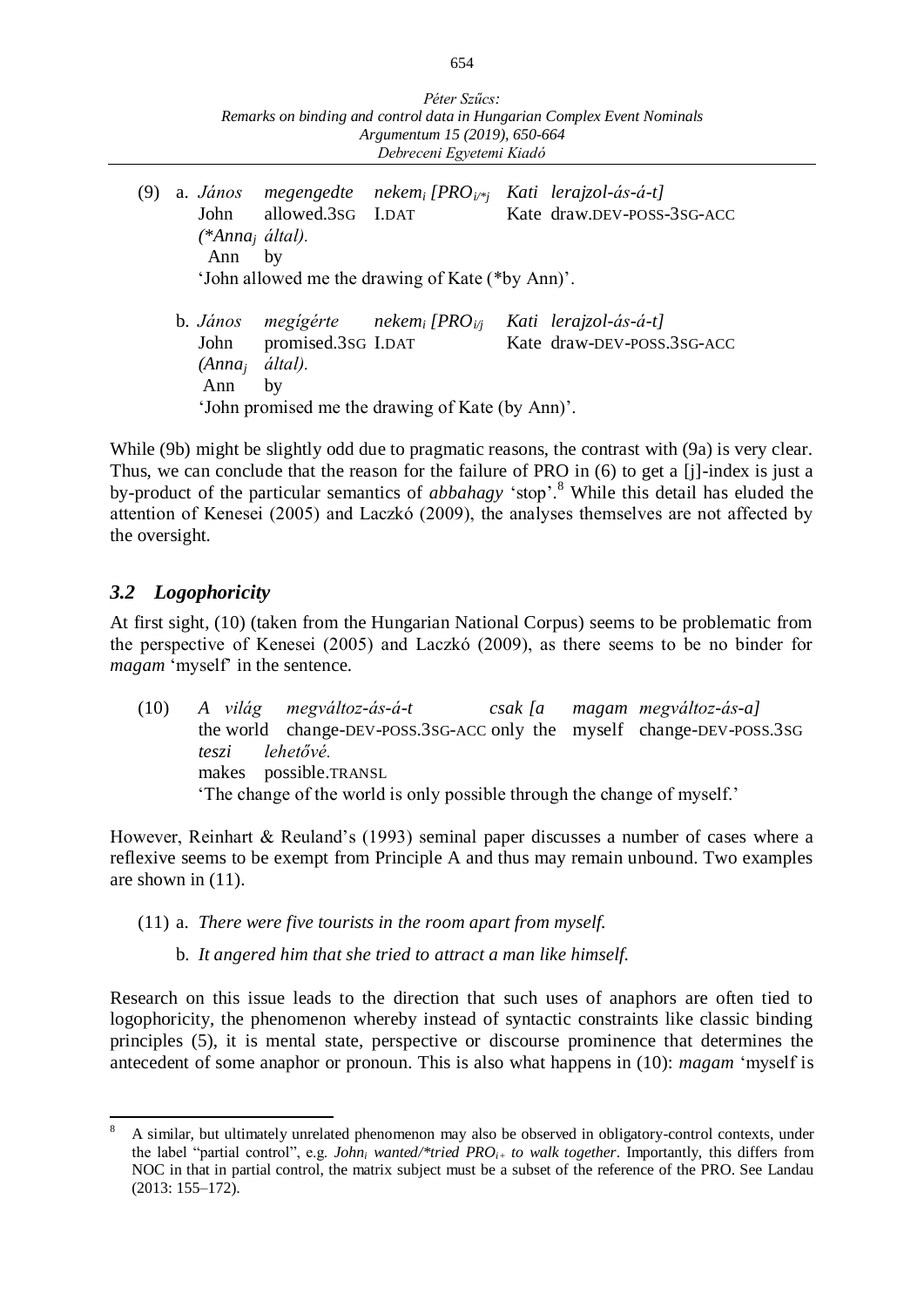(9) a. *János megengedte nekem$_i$ [PRO$_{i/*j}$ Kati lerajzol-ás-á-t]*
John allowed.3SG I.DAT Kate draw.DEV-POSS-3SG-ACC
*(\*Anna$_j$ által).*
Ann by
'John allowed me the drawing of Kate (\*by Ann)'.

b. *János megígérte nekem$_i$ [PRO$_{i/j}$ Kati lerajzol-ás-á-t]*
John promised.3SG I.DAT Kate draw-DEV-POSS.3SG-ACC
*(Anna$_j$ által).*
Ann by
'John promised me the drawing of Kate (by Ann)'.

While (9b) might be slightly odd due to pragmatic reasons, the contrast with (9a) is very clear. Thus, we can conclude that the reason for the failure of PRO in (6) to get a [j]-index is just a by-product of the particular semantics of *abbahagy* 'stop'.[8] While this detail has eluded the attention of Kenesei (2005) and Laczkó (2009), the analyses themselves are not affected by the oversight.

### *3.2 Logophoricity*

At first sight, (10) (taken from the Hungarian National Corpus) seems to be problematic from the perspective of Kenesei (2005) and Laczkó (2009), as there seems to be no binder for *magam* 'myself' in the sentence.

(10) *A világ megváltoz-ás-á-t csak [a magam megváltoz-ás-a]*
the world change-DEV-POSS.3SG-ACC only the myself change-DEV-POSS.3SG
*teszi lehetővé.*
makes possible.TRANSL
'The change of the world is only possible through the change of myself.'

However, Reinhart & Reuland's (1993) seminal paper discusses a number of cases where a reflexive seems to be exempt from Principle A and thus may remain unbound. Two examples are shown in (11).

(11) a. *There were five tourists in the room apart from myself.*

b. *It angered him that she tried to attract a man like himself.*

Research on this issue leads to the direction that such uses of anaphors are often tied to logophoricity, the phenomenon whereby instead of syntactic constraints like classic binding principles (5), it is mental state, perspective or discourse prominence that determines the antecedent of some anaphor or pronoun. This is also what happens in (10): *magam* 'myself is

---

[8] A similar, but ultimately unrelated phenomenon may also be observed in obligatory-control contexts, under the label "partial control", e.g. *John$_i$ wanted/\*tried PRO$_{i+}$ to walk together*. Importantly, this differs from NOC in that in partial control, the matrix subject must be a subset of the reference of the PRO. See Landau (2013: 155–172).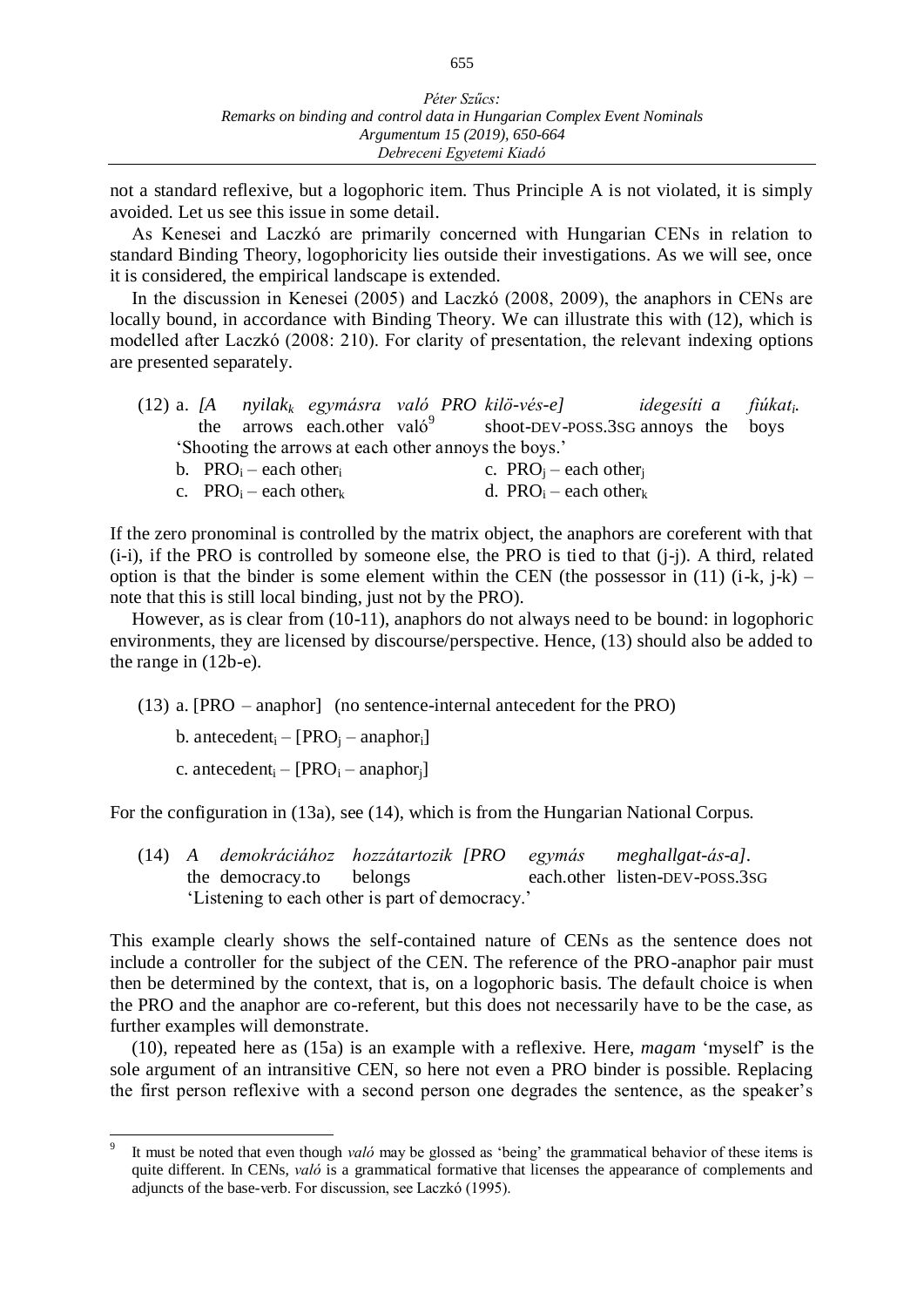not a standard reflexive, but a logophoric item. Thus Principle A is not violated, it is simply avoided. Let us see this issue in some detail.

As Kenesei and Laczkó are primarily concerned with Hungarian CENs in relation to standard Binding Theory, logophoricity lies outside their investigations. As we will see, once it is considered, the empirical landscape is extended.

In the discussion in Kenesei (2005) and Laczkó (2008, 2009), the anaphors in CENs are locally bound, in accordance with Binding Theory. We can illustrate this with (12), which is modelled after Laczkó (2008: 210). For clarity of presentation, the relevant indexing options are presented separately.

(12) a. *[A nyilak$_k$ egymásra való PRO kilö-vés-e] idegesíti a fiúkat$_i$.*
the arrows each.other való[9] shoot-DEV-POSS.3SG annoys the boys
'Shooting the arrows at each other annoys the boys.'

b. PRO$_i$ – each other$_i$ &nbsp;&nbsp;&nbsp;&nbsp; c. PRO$_j$ – each other$_j$

c. PRO$_i$ – each other$_k$ &nbsp;&nbsp;&nbsp;&nbsp; d. PRO$_i$ – each other$_k$

If the zero pronominal is controlled by the matrix object, the anaphors are coreferent with that (i-i), if the PRO is controlled by someone else, the PRO is tied to that (j-j). A third, related option is that the binder is some element within the CEN (the possessor in (11) (i-k, j-k) – note that this is still local binding, just not by the PRO).

However, as is clear from (10-11), anaphors do not always need to be bound: in logophoric environments, they are licensed by discourse/perspective. Hence, (13) should also be added to the range in (12b-e).

(13) a. [PRO – anaphor] (no sentence-internal antecedent for the PRO)

b. antecedent$_i$ – [PRO$_j$ – anaphor$_i$]

c. antecedent$_i$ – [PRO$_i$ – anaphor$_j$]

For the configuration in (13a), see (14), which is from the Hungarian National Corpus.

(14) *A demokráciához hozzátartozik [PRO egymás meghallgat-ás-a].*
the democracy.to belongs each.other listen-DEV-POSS.3SG
'Listening to each other is part of democracy.'

This example clearly shows the self-contained nature of CENs as the sentence does not include a controller for the subject of the CEN. The reference of the PRO-anaphor pair must then be determined by the context, that is, on a logophoric basis. The default choice is when the PRO and the anaphor are co-referent, but this does not necessarily have to be the case, as further examples will demonstrate.

(10), repeated here as (15a) is an example with a reflexive. Here, *magam* 'myself' is the sole argument of an intransitive CEN, so here not even a PRO binder is possible. Replacing the first person reflexive with a second person one degrades the sentence, as the speaker's

[9] It must be noted that even though *való* may be glossed as 'being' the grammatical behavior of these items is quite different. In CENs, *való* is a grammatical formative that licenses the appearance of complements and adjuncts of the base-verb. For discussion, see Laczkó (1995).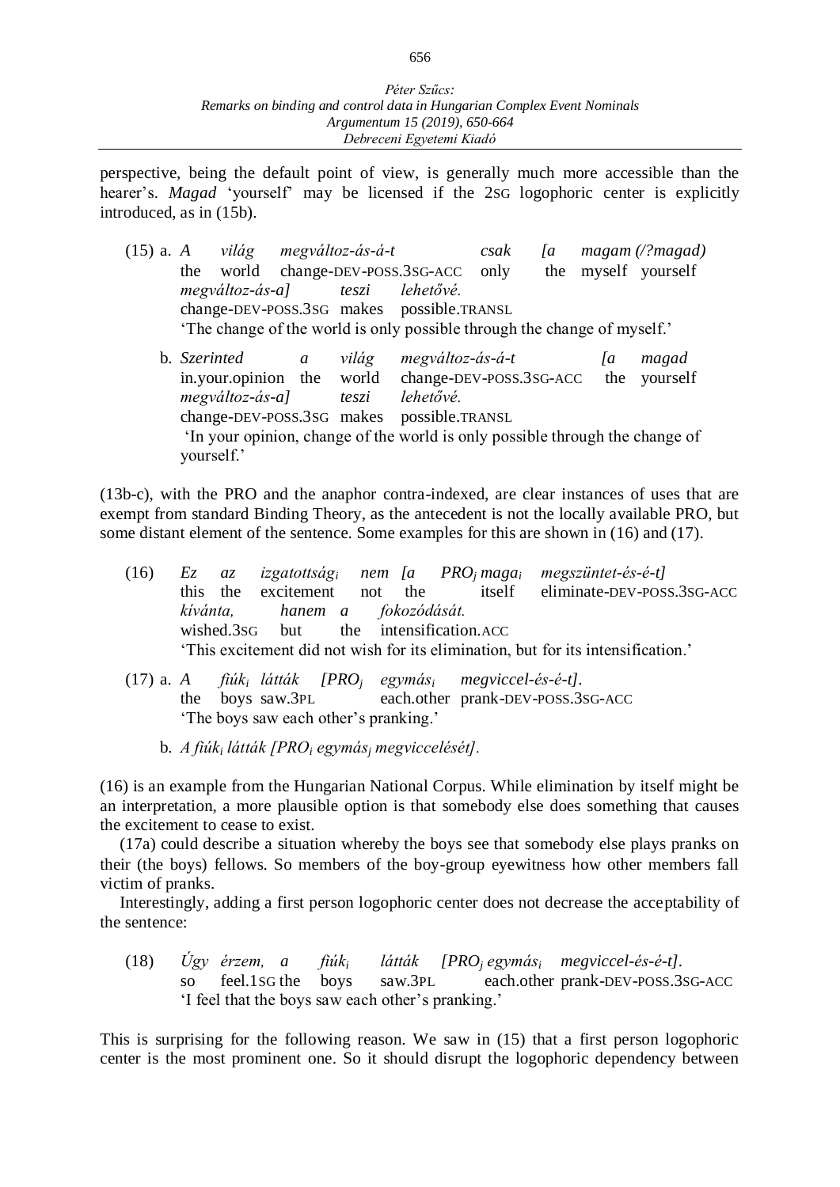perspective, being the default point of view, is generally much more accessible than the hearer's. *Magad* 'yourself' may be licensed if the 2SG logophoric center is explicitly introduced, as in (15b).

(15) a. *A világ megváltoz-ás-á-t csak [a magam (/?magad)*
the world change-DEV-POSS.3SG-ACC only the myself yourself
*megváltoz-ás-a] teszi lehetővé.*
change-DEV-POSS.3SG makes possible.TRANSL
'The change of the world is only possible through the change of myself.'

b. *Szerinted a világ megváltoz-ás-á-t [a magad*
in.your.opinion the world change-DEV-POSS.3SG-ACC the yourself
*megváltoz-ás-a] teszi lehetővé.*
change-DEV-POSS.3SG makes possible.TRANSL
'In your opinion, change of the world is only possible through the change of yourself.'

(13b-c), with the PRO and the anaphor contra-indexed, are clear instances of uses that are exempt from standard Binding Theory, as the antecedent is not the locally available PRO, but some distant element of the sentence. Some examples for this are shown in (16) and (17).

(16) *Ez az izgatottság$_i$ nem [a PRO$_j$ maga$_i$ megszüntet-és-é-t]*
this the excitement not the itself eliminate-DEV-POSS.3SG-ACC
*kívánta, hanem a fokozódását.*
wished.3SG but the intensification.ACC
'This excitement did not wish for its elimination, but for its intensification.'

(17) a. *A fiúk$_i$ látták [PRO$_j$ egymás$_i$ megviccel-és-é-t].*
the boys saw.3PL each.other prank-DEV-POSS.3SG-ACC
'The boys saw each other's pranking.'

b. *A fiúk$_i$ látták [PRO$_i$ egymás$_j$ megviccelését].*

(16) is an example from the Hungarian National Corpus. While elimination by itself might be an interpretation, a more plausible option is that somebody else does something that causes the excitement to cease to exist.

(17a) could describe a situation whereby the boys see that somebody else plays pranks on their (the boys) fellows. So members of the boy-group eyewitness how other members fall victim of pranks.

Interestingly, adding a first person logophoric center does not decrease the acceptability of the sentence:

(18) *Úgy érzem, a fiúk$_i$ látták [PRO$_j$ egymás$_i$ megviccel-és-é-t].*
so feel.1SG the boys saw.3PL each.other prank-DEV-POSS.3SG-ACC
'I feel that the boys saw each other's pranking.'

This is surprising for the following reason. We saw in (15) that a first person logophoric center is the most prominent one. So it should disrupt the logophoric dependency between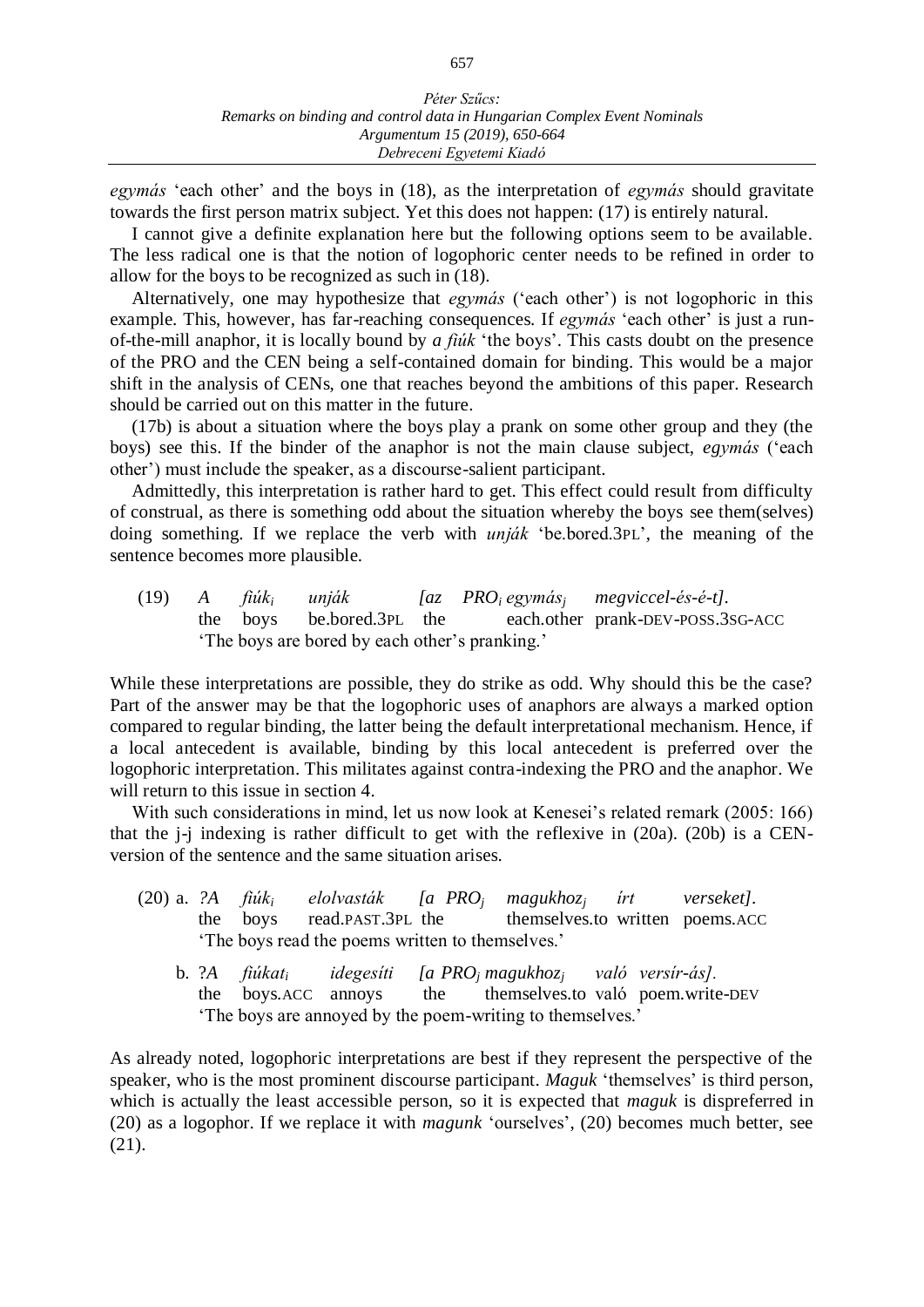*egymás* 'each other' and the boys in (18), as the interpretation of *egymás* should gravitate towards the first person matrix subject. Yet this does not happen: (17) is entirely natural.

I cannot give a definite explanation here but the following options seem to be available. The less radical one is that the notion of logophoric center needs to be refined in order to allow for the boys to be recognized as such in (18).

Alternatively, one may hypothesize that *egymás* ('each other') is not logophoric in this example. This, however, has far-reaching consequences. If *egymás* 'each other' is just a run-of-the-mill anaphor, it is locally bound by *a fiúk* 'the boys'. This casts doubt on the presence of the PRO and the CEN being a self-contained domain for binding. This would be a major shift in the analysis of CENs, one that reaches beyond the ambitions of this paper. Research should be carried out on this matter in the future.

(17b) is about a situation where the boys play a prank on some other group and they (the boys) see this. If the binder of the anaphor is not the main clause subject, *egymás* ('each other') must include the speaker, as a discourse-salient participant.

Admittedly, this interpretation is rather hard to get. This effect could result from difficulty of construal, as there is something odd about the situation whereby the boys see them(selves) doing something. If we replace the verb with *unják* 'be.bored.3PL', the meaning of the sentence becomes more plausible.

(19) *A fiúk$_i$ unják [az PRO$_i$ egymás$_j$ megviccel-és-é-t].*
the boys be.bored.3PL the each.other prank-DEV-POSS.3SG-ACC
'The boys are bored by each other's pranking.'

While these interpretations are possible, they do strike as odd. Why should this be the case? Part of the answer may be that the logophoric uses of anaphors are always a marked option compared to regular binding, the latter being the default interpretational mechanism. Hence, if a local antecedent is available, binding by this local antecedent is preferred over the logophoric interpretation. This militates against contra-indexing the PRO and the anaphor. We will return to this issue in section 4.

With such considerations in mind, let us now look at Kenesei's related remark (2005: 166) that the j-j indexing is rather difficult to get with the reflexive in (20a). (20b) is a CEN-version of the sentence and the same situation arises.

(20) a. ?*A fiúk$_i$ elolvasták [a PRO$_j$ magukhoz$_j$ írt verseket].*
the boys read.PAST.3PL the themselves.to written poems.ACC
'The boys read the poems written to themselves.'

b. ?*A fiúkat$_i$ idegesíti [a PRO$_j$ magukhoz$_j$ való versír-ás].*
the boys.ACC annoys the themselves.to való poem.write-DEV
'The boys are annoyed by the poem-writing to themselves.'

As already noted, logophoric interpretations are best if they represent the perspective of the speaker, who is the most prominent discourse participant. *Maguk* 'themselves' is third person, which is actually the least accessible person, so it is expected that *maguk* is dispreferred in (20) as a logophor. If we replace it with *magunk* 'ourselves', (20) becomes much better, see (21).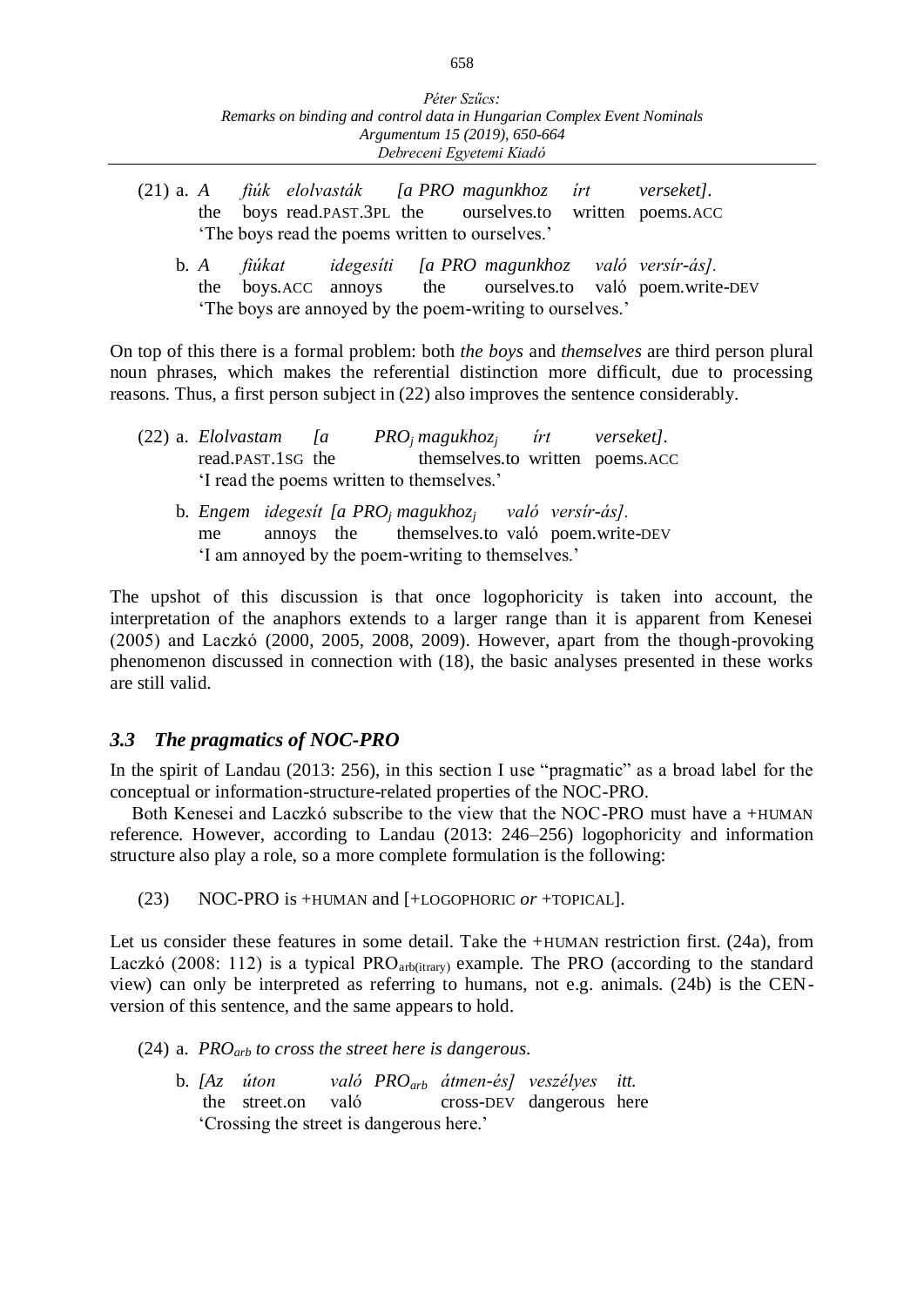(21) a. *A fiúk elolvasták [a PRO magunkhoz írt verseket].*
the boys read.PAST.3PL the ourselves.to written poems.ACC
'The boys read the poems written to ourselves.'

b. *A fiúkat idegesíti [a PRO magunkhoz való versír-ás].*
the boys.ACC annoys the ourselves.to való poem.write-DEV
'The boys are annoyed by the poem-writing to ourselves.'

On top of this there is a formal problem: both *the boys* and *themselves* are third person plural noun phrases, which makes the referential distinction more difficult, due to processing reasons. Thus, a first person subject in (22) also improves the sentence considerably.

(22) a. *Elolvastam [a* $PRO_j$ *magukhoz*$_j$ *írt verseket].*
read.PAST.1SG the themselves.to written poems.ACC
'I read the poems written to themselves.'

b. *Engem idegesít [a* $PRO_j$ *magukhoz*$_j$ *való versír-ás].*
me annoys the themselves.to való poem.write-DEV
'I am annoyed by the poem-writing to themselves.'

The upshot of this discussion is that once logophoricity is taken into account, the interpretation of the anaphors extends to a larger range than it is apparent from Kenesei (2005) and Laczkó (2000, 2005, 2008, 2009). However, apart from the though-provoking phenomenon discussed in connection with (18), the basic analyses presented in these works are still valid.

### *3.3 The pragmatics of NOC-PRO*

In the spirit of Landau (2013: 256), in this section I use "pragmatic" as a broad label for the conceptual or information-structure-related properties of the NOC-PRO.

Both Kenesei and Laczkó subscribe to the view that the NOC-PRO must have a +HUMAN reference. However, according to Landau (2013: 246–256) logophoricity and information structure also play a role, so a more complete formulation is the following:

(23) NOC-PRO is +HUMAN and [+LOGOPHORIC *or* +TOPICAL].

Let us consider these features in some detail. Take the +HUMAN restriction first. (24a), from Laczkó (2008: 112) is a typical $PRO_{arb(itrary)}$ example. The PRO (according to the standard view) can only be interpreted as referring to humans, not e.g. animals. (24b) is the CEN-version of this sentence, and the same appears to hold.

(24) a. $PRO_{arb}$ *to cross the street here is dangerous.*

b. *[Az úton való* $PRO_{arb}$ *átmen-és] veszélyes itt.*
the street.on való cross-DEV dangerous here
'Crossing the street is dangerous here.'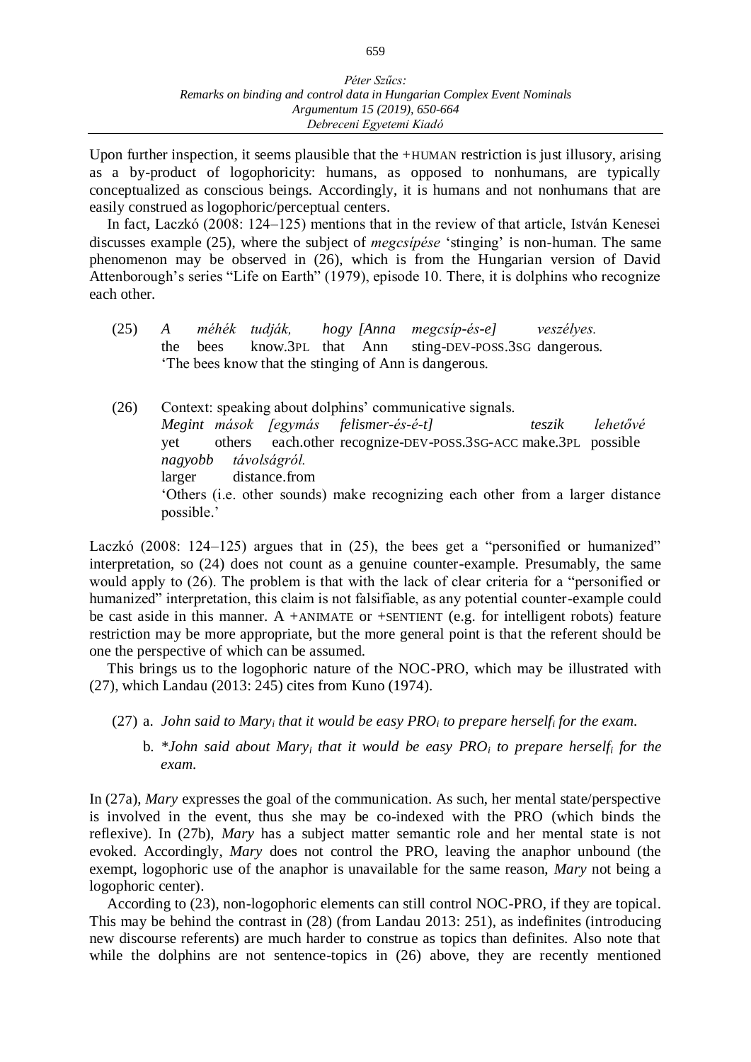Upon further inspection, it seems plausible that the +HUMAN restriction is just illusory, arising as a by-product of logophoricity: humans, as opposed to nonhumans, are typically conceptualized as conscious beings. Accordingly, it is humans and not nonhumans that are easily construed as logophoric/perceptual centers.

In fact, Laczkó (2008: 124–125) mentions that in the review of that article, István Kenesei discusses example (25), where the subject of *megcsípése* 'stinging' is non-human. The same phenomenon may be observed in (26), which is from the Hungarian version of David Attenborough's series "Life on Earth" (1979), episode 10. There, it is dolphins who recognize each other.

(25) *A méhék tudják, hogy [Anna megcsíp-és-e] veszélyes.*
the bees know.3PL that Ann sting-DEV-POSS.3SG dangerous.
'The bees know that the stinging of Ann is dangerous.

(26) Context: speaking about dolphins' communicative signals.
*Megint mások [egymás felismer-és-é-t] teszik lehetővé nagyobb távolságról.*
yet others each.other recognize-DEV-POSS.3SG-ACC make.3PL possible larger distance.from
'Others (i.e. other sounds) make recognizing each other from a larger distance possible.'

Laczkó (2008: 124–125) argues that in (25), the bees get a "personified or humanized" interpretation, so (24) does not count as a genuine counter-example. Presumably, the same would apply to (26). The problem is that with the lack of clear criteria for a "personified or humanized" interpretation, this claim is not falsifiable, as any potential counter-example could be cast aside in this manner. A +ANIMATE or +SENTIENT (e.g. for intelligent robots) feature restriction may be more appropriate, but the more general point is that the referent should be one the perspective of which can be assumed.

This brings us to the logophoric nature of the NOC-PRO, which may be illustrated with (27), which Landau (2013: 245) cites from Kuno (1974).

(27) a. *John said to Mary$_i$ that it would be easy PRO$_i$ to prepare herself$_i$ for the exam.*

b. *\*John said about Mary$_i$ that it would be easy PRO$_i$ to prepare herself$_i$ for the exam.*

In (27a), *Mary* expresses the goal of the communication. As such, her mental state/perspective is involved in the event, thus she may be co-indexed with the PRO (which binds the reflexive). In (27b), *Mary* has a subject matter semantic role and her mental state is not evoked. Accordingly, *Mary* does not control the PRO, leaving the anaphor unbound (the exempt, logophoric use of the anaphor is unavailable for the same reason, *Mary* not being a logophoric center).

According to (23), non-logophoric elements can still control NOC-PRO, if they are topical. This may be behind the contrast in (28) (from Landau 2013: 251), as indefinites (introducing new discourse referents) are much harder to construe as topics than definites. Also note that while the dolphins are not sentence-topics in (26) above, they are recently mentioned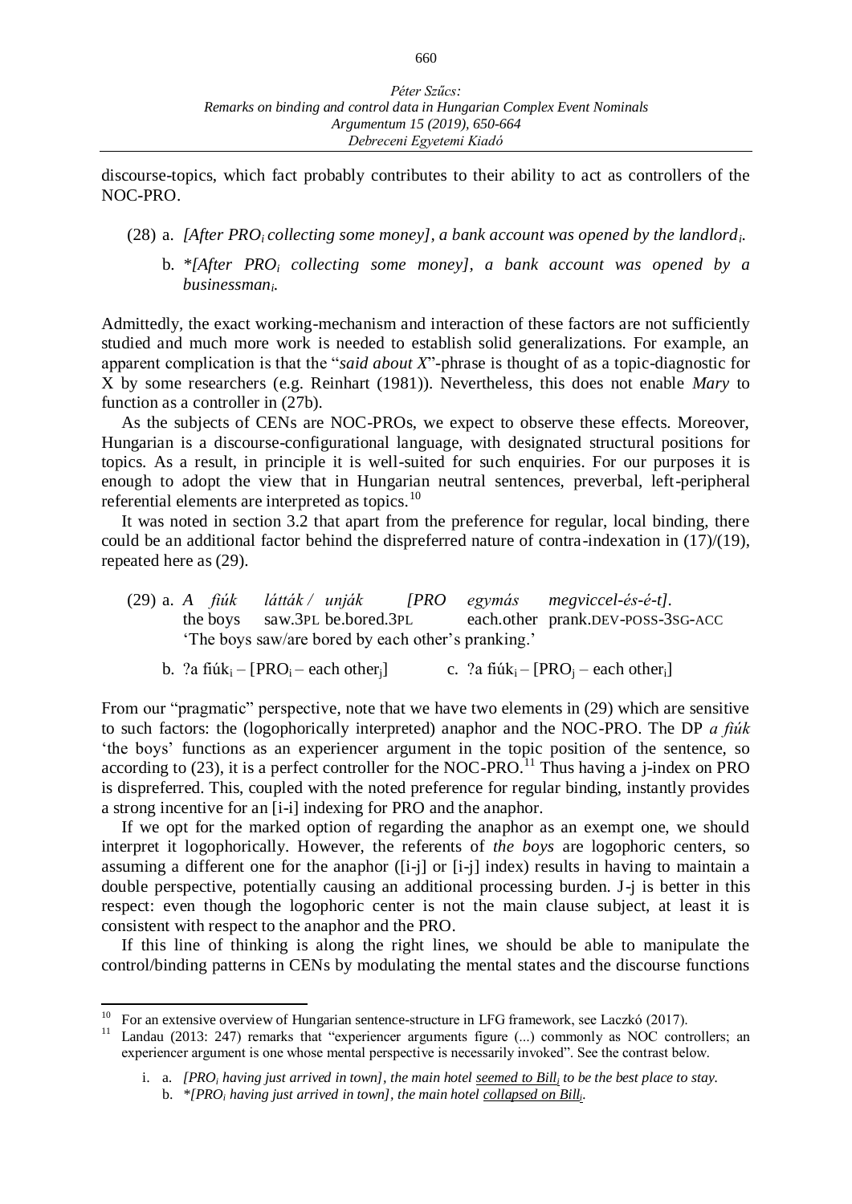discourse-topics, which fact probably contributes to their ability to act as controllers of the NOC-PRO.

(28) a. *[After PRO$_i$ collecting some money], a bank account was opened by the landlord$_i$.*

b. *\*[After PRO$_i$ collecting some money], a bank account was opened by a businessman$_i$.*

Admittedly, the exact working-mechanism and interaction of these factors are not sufficiently studied and much more work is needed to establish solid generalizations. For example, an apparent complication is that the "*said about X*"-phrase is thought of as a topic-diagnostic for X by some researchers (e.g. Reinhart (1981)). Nevertheless, this does not enable *Mary* to function as a controller in (27b).

As the subjects of CENs are NOC-PROs, we expect to observe these effects. Moreover, Hungarian is a discourse-configurational language, with designated structural positions for topics. As a result, in principle it is well-suited for such enquiries. For our purposes it is enough to adopt the view that in Hungarian neutral sentences, preverbal, left-peripheral referential elements are interpreted as topics.[10]

It was noted in section 3.2 that apart from the preference for regular, local binding, there could be an additional factor behind the dispreferred nature of contra-indexation in (17)/(19), repeated here as (29).

(29) a. *A fiúk látták / unják [PRO egymás megviccel-és-é-t].*
the boys saw.3PL be.bored.3PL each.other prank.DEV-POSS-3SG-ACC
'The boys saw/are bored by each other's pranking.'

b. ?a fiúk$_i$ – [PRO$_i$ – each other$_j$]    c. ?a fiúk$_i$ – [PRO$_j$ – each other$_i$]

From our "pragmatic" perspective, note that we have two elements in (29) which are sensitive to such factors: the (logophorically interpreted) anaphor and the NOC-PRO. The DP *a fiúk* 'the boys' functions as an experiencer argument in the topic position of the sentence, so according to (23), it is a perfect controller for the NOC-PRO.[11] Thus having a j-index on PRO is dispreferred. This, coupled with the noted preference for regular binding, instantly provides a strong incentive for an [i-i] indexing for PRO and the anaphor.

If we opt for the marked option of regarding the anaphor as an exempt one, we should interpret it logophorically. However, the referents of *the boys* are logophoric centers, so assuming a different one for the anaphor ([i-j] or [i-j] index) results in having to maintain a double perspective, potentially causing an additional processing burden. J-j is better in this respect: even though the logophoric center is not the main clause subject, at least it is consistent with respect to the anaphor and the PRO.

If this line of thinking is along the right lines, we should be able to manipulate the control/binding patterns in CENs by modulating the mental states and the discourse functions

---

[10] For an extensive overview of Hungarian sentence-structure in LFG framework, see Laczkó (2017).

[11] Landau (2013: 247) remarks that "experiencer arguments figure (...) commonly as NOC controllers; an experiencer argument is one whose mental perspective is necessarily invoked". See the contrast below.

i. a. *[PRO$_i$ having just arrived in town], the main hotel <u>seemed to Bill$_i$</u> to be the best place to stay.*
b. *\*[PRO$_i$ having just arrived in town], the main hotel <u>collapsed on Bill$_i$</u>.*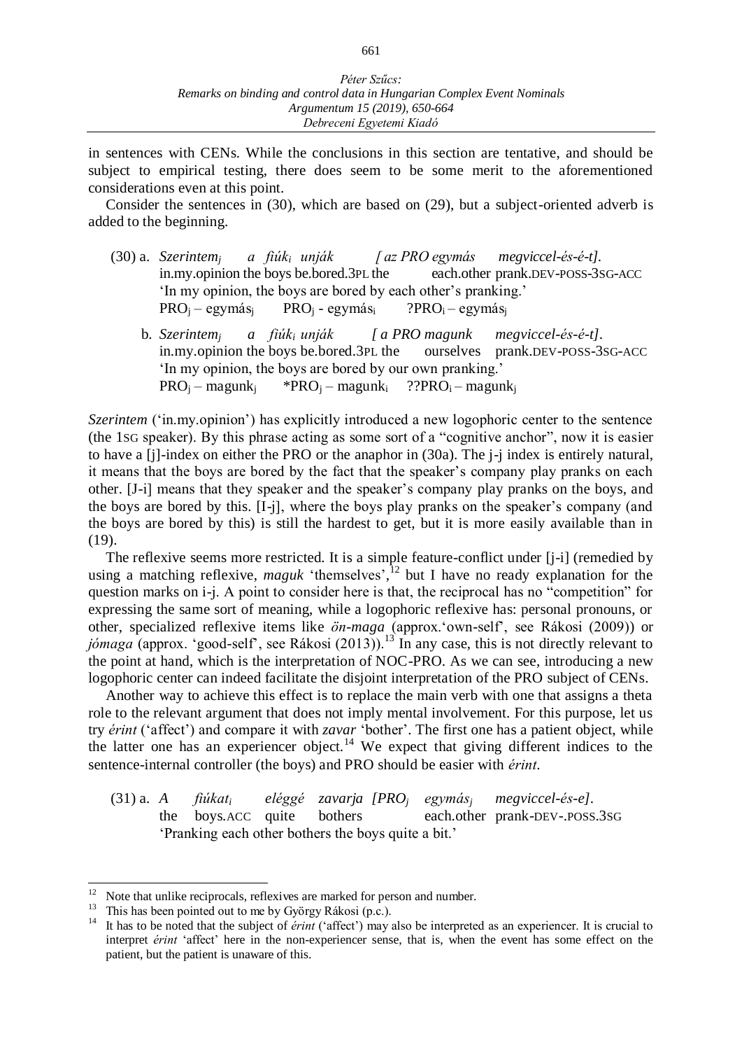in sentences with CENs. While the conclusions in this section are tentative, and should be subject to empirical testing, there does seem to be some merit to the aforementioned considerations even at this point.

Consider the sentences in (30), which are based on (29), but a subject-oriented adverb is added to the beginning.

(30) a. *Szerintem*$_j$ *a fiúk*$_i$ *unják* *[ az PRO egymás megviccel-és-é-t]*.
in.my.opinion the boys be.bored.3PL the each.other prank.DEV-POSS-3SG-ACC
'In my opinion, the boys are bored by each other's pranking.'
PRO$_j$ – egymás$_j$ PRO$_j$ - egymás$_i$ ?PRO$_i$ – egymás$_j$

b. *Szerintem*$_j$ *a fiúk*$_i$ *unják* *[ a PRO magunk megviccel-és-é-t]*.
in.my.opinion the boys be.bored.3PL the ourselves prank.DEV-POSS-3SG-ACC
'In my opinion, the boys are bored by our own pranking.'
PRO$_j$ – magunk$_j$ *PRO$_j$ – magunk$_i$ ??PRO$_i$ – magunk$_j$

*Szerintem* ('in.my.opinion') has explicitly introduced a new logophoric center to the sentence (the 1SG speaker). By this phrase acting as some sort of a "cognitive anchor", now it is easier to have a [j]-index on either the PRO or the anaphor in (30a). The j-j index is entirely natural, it means that the boys are bored by the fact that the speaker's company play pranks on each other. [J-i] means that they speaker and the speaker's company play pranks on the boys, and the boys are bored by this. [I-j], where the boys play pranks on the speaker's company (and the boys are bored by this) is still the hardest to get, but it is more easily available than in (19).

The reflexive seems more restricted. It is a simple feature-conflict under [j-i] (remedied by using a matching reflexive, *maguk* 'themselves',[12] but I have no ready explanation for the question marks on i-j. A point to consider here is that, the reciprocal has no "competition" for expressing the same sort of meaning, while a logophoric reflexive has: personal pronouns, or other, specialized reflexive items like *ön-maga* (approx.'own-self', see Rákosi (2009)) or *jómaga* (approx. 'good-self', see Rákosi (2013)).[13] In any case, this is not directly relevant to the point at hand, which is the interpretation of NOC-PRO. As we can see, introducing a new logophoric center can indeed facilitate the disjoint interpretation of the PRO subject of CENs.

Another way to achieve this effect is to replace the main verb with one that assigns a theta role to the relevant argument that does not imply mental involvement. For this purpose, let us try *érint* ('affect') and compare it with *zavar* 'bother'. The first one has a patient object, while the latter one has an experiencer object.[14] We expect that giving different indices to the sentence-internal controller (the boys) and PRO should be easier with *érint*.

(31) a. *A fiúkat*$_i$ *eléggé zavarja [PRO*$_j$ *egymás*$_j$ *megviccel-és-e]*.
the boys.ACC quite bothers each.other prank-DEV-.POSS.3SG
'Pranking each other bothers the boys quite a bit.'

---

[12] Note that unlike reciprocals, reflexives are marked for person and number.

[13] This has been pointed out to me by György Rákosi (p.c.).

[14] It has to be noted that the subject of *érint* ('affect') may also be interpreted as an experiencer. It is crucial to interpret *érint* 'affect' here in the non-experiencer sense, that is, when the event has some effect on the patient, but the patient is unaware of this.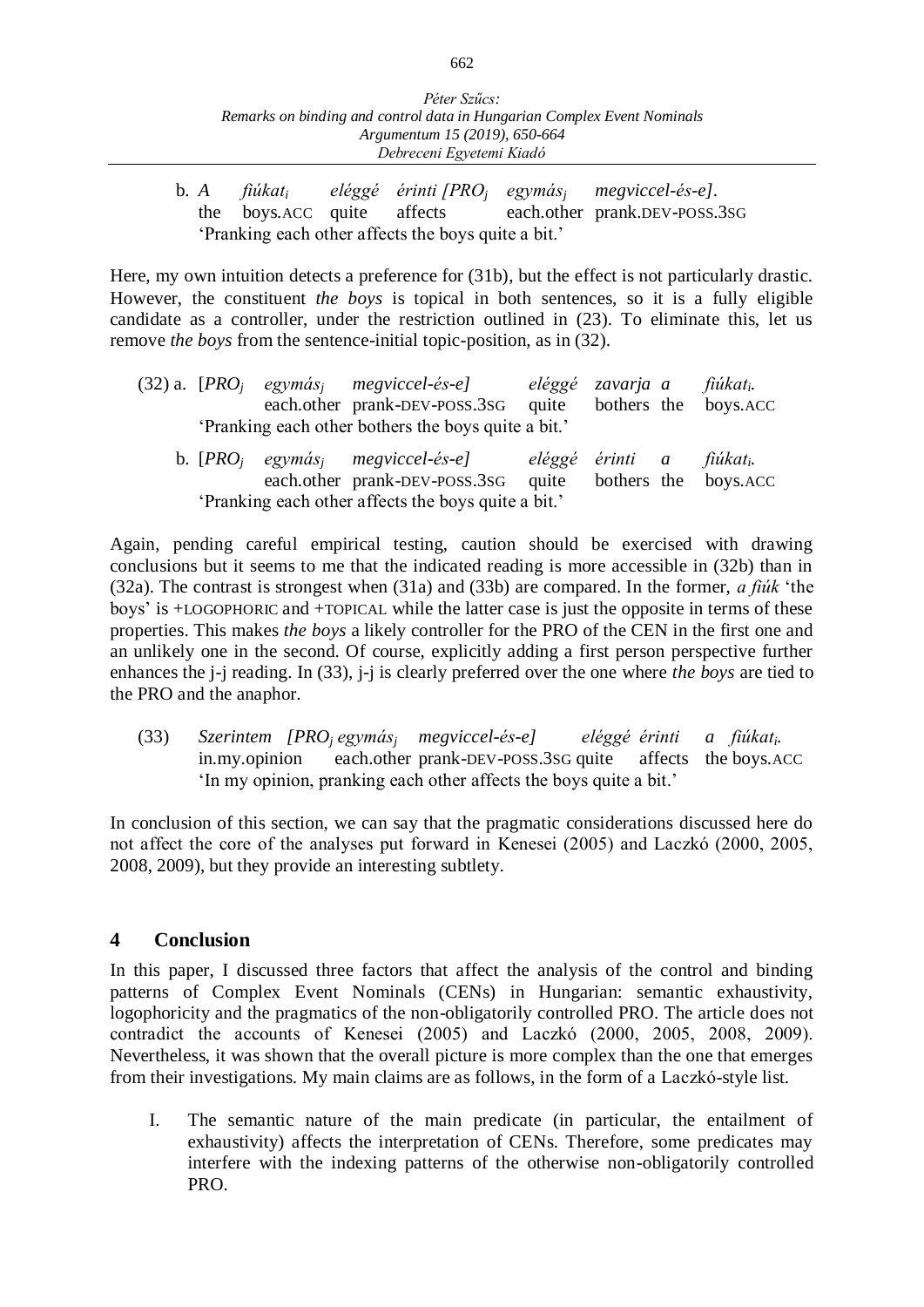b. *A* *fiúkat$_i$* *eléggé* *érinti [PRO$_j$* *egymás$_j$* *megviccel-és-e].*
   the boys.ACC quite affects each.other prank.DEV-POSS.3SG
   'Pranking each other affects the boys quite a bit.'

Here, my own intuition detects a preference for (31b), but the effect is not particularly drastic. However, the constituent *the boys* is topical in both sentences, so it is a fully eligible candidate as a controller, under the restriction outlined in (23). To eliminate this, let us remove *the boys* from the sentence-initial topic-position, as in (32).

(32) a. [*PRO$_j$* *egymás$_j$* *megviccel-és-e]* *eléggé* *zavarja a* *fiúkat$_i$*.
   each.other prank-DEV-POSS.3SG quite bothers the boys.ACC
   'Pranking each other bothers the boys quite a bit.'

b. [*PRO$_j$* *egymás$_j$* *megviccel-és-e]* *eléggé* *érinti a* *fiúkat$_i$*.
   each.other prank-DEV-POSS.3SG quite bothers the boys.ACC
   'Pranking each other affects the boys quite a bit.'

Again, pending careful empirical testing, caution should be exercised with drawing conclusions but it seems to me that the indicated reading is more accessible in (32b) than in (32a). The contrast is strongest when (31a) and (33b) are compared. In the former, *a fiúk* 'the boys' is +LOGOPHORIC and +TOPICAL while the latter case is just the opposite in terms of these properties. This makes *the boys* a likely controller for the PRO of the CEN in the first one and an unlikely one in the second. Of course, explicitly adding a first person perspective further enhances the j-j reading. In (33), j-j is clearly preferred over the one where *the boys* are tied to the PRO and the anaphor.

(33) *Szerintem [PRO$_j$ egymás$_j$ megviccel-és-e]* *eléggé érinti* *a fiúkat$_i$*.
   in.my.opinion each.other prank-DEV-POSS.3SG quite affects the boys.ACC
   'In my opinion, pranking each other affects the boys quite a bit.'

In conclusion of this section, we can say that the pragmatic considerations discussed here do not affect the core of the analyses put forward in Kenesei (2005) and Laczkó (2000, 2005, 2008, 2009), but they provide an interesting subtlety.

## 4 Conclusion

In this paper, I discussed three factors that affect the analysis of the control and binding patterns of Complex Event Nominals (CENs) in Hungarian: semantic exhaustivity, logophoricity and the pragmatics of the non-obligatorily controlled PRO. The article does not contradict the accounts of Kenesei (2005) and Laczkó (2000, 2005, 2008, 2009). Nevertheless, it was shown that the overall picture is more complex than the one that emerges from their investigations. My main claims are as follows, in the form of a Laczkó-style list.

I. The semantic nature of the main predicate (in particular, the entailment of exhaustivity) affects the interpretation of CENs. Therefore, some predicates may interfere with the indexing patterns of the otherwise non-obligatorily controlled PRO.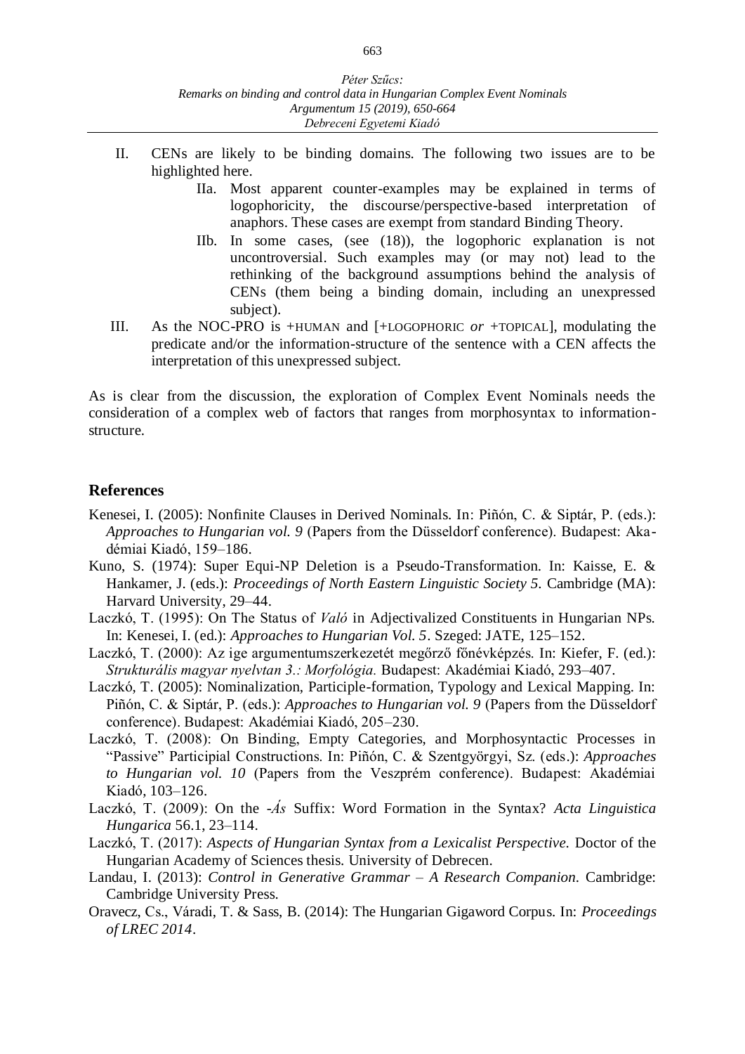II. CENs are likely to be binding domains. The following two issues are to be highlighted here.

    IIa. Most apparent counter-examples may be explained in terms of logophoricity, the discourse/perspective-based interpretation of anaphors. These cases are exempt from standard Binding Theory.

    IIb. In some cases, (see (18)), the logophoric explanation is not uncontroversial. Such examples may (or may not) lead to the rethinking of the background assumptions behind the analysis of CENs (them being a binding domain, including an unexpressed subject).

III. As the NOC-PRO is +HUMAN and [+LOGOPHORIC *or* +TOPICAL], modulating the predicate and/or the information-structure of the sentence with a CEN affects the interpretation of this unexpressed subject.

As is clear from the discussion, the exploration of Complex Event Nominals needs the consideration of a complex web of factors that ranges from morphosyntax to information-structure.

## References

Kenesei, I. (2005): Nonfinite Clauses in Derived Nominals. In: Piñón, C. & Siptár, P. (eds.): *Approaches to Hungarian vol. 9* (Papers from the Düsseldorf conference). Budapest: Akadémiai Kiadó, 159–186.

Kuno, S. (1974): Super Equi-NP Deletion is a Pseudo-Transformation. In: Kaisse, E. & Hankamer, J. (eds.): *Proceedings of North Eastern Linguistic Society 5*. Cambridge (MA): Harvard University, 29–44.

Laczkó, T. (1995): On The Status of *Való* in Adjectivalized Constituents in Hungarian NPs. In: Kenesei, I. (ed.): *Approaches to Hungarian Vol. 5*. Szeged: JATE, 125–152.

Laczkó, T. (2000): Az ige argumentumszerkezetét megőrző főnévképzés. In: Kiefer, F. (ed.): *Strukturális magyar nyelvtan 3.: Morfológia.* Budapest: Akadémiai Kiadó, 293–407.

Laczkó, T. (2005): Nominalization, Participle-formation, Typology and Lexical Mapping. In: Piñón, C. & Siptár, P. (eds.): *Approaches to Hungarian vol. 9* (Papers from the Düsseldorf conference). Budapest: Akadémiai Kiadó, 205–230.

Laczkó, T. (2008): On Binding, Empty Categories, and Morphosyntactic Processes in "Passive" Participial Constructions. In: Piñón, C. & Szentgyörgyi, Sz. (eds.): *Approaches to Hungarian vol. 10* (Papers from the Veszprém conference). Budapest: Akadémiai Kiadó, 103–126.

Laczkó, T. (2009): On the *-Ás* Suffix: Word Formation in the Syntax? *Acta Linguistica Hungarica* 56.1, 23–114.

Laczkó, T. (2017): *Aspects of Hungarian Syntax from a Lexicalist Perspective.* Doctor of the Hungarian Academy of Sciences thesis. University of Debrecen.

Landau, I. (2013): *Control in Generative Grammar – A Research Companion.* Cambridge: Cambridge University Press.

Oravecz, Cs., Váradi, T. & Sass, B. (2014): The Hungarian Gigaword Corpus. In: *Proceedings of LREC 2014*.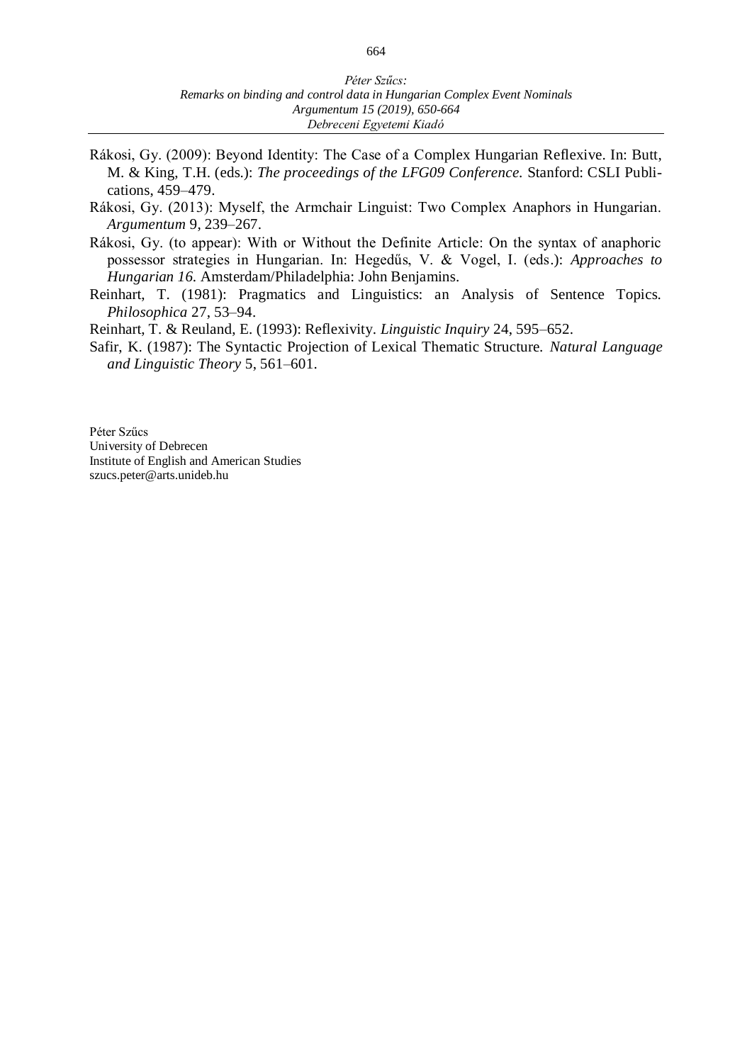Rákosi, Gy. (2009): Beyond Identity: The Case of a Complex Hungarian Reflexive. In: Butt, M. & King, T.H. (eds.): *The proceedings of the LFG09 Conference.* Stanford: CSLI Publications, 459–479.

Rákosi, Gy. (2013): Myself, the Armchair Linguist: Two Complex Anaphors in Hungarian. *Argumentum* 9, 239–267.

Rákosi, Gy. (to appear): With or Without the Definite Article: On the syntax of anaphoric possessor strategies in Hungarian. In: Hegedűs, V. & Vogel, I. (eds.): *Approaches to Hungarian 16.* Amsterdam/Philadelphia: John Benjamins.

Reinhart, T. (1981): Pragmatics and Linguistics: an Analysis of Sentence Topics. *Philosophica* 27, 53–94.

Reinhart, T. & Reuland, E. (1993): Reflexivity. *Linguistic Inquiry* 24, 595–652.

Safir, K. (1987): The Syntactic Projection of Lexical Thematic Structure. *Natural Language and Linguistic Theory* 5, 561–601.

Péter Szűcs
University of Debrecen
Institute of English and American Studies
szucs.peter@arts.unideb.hu